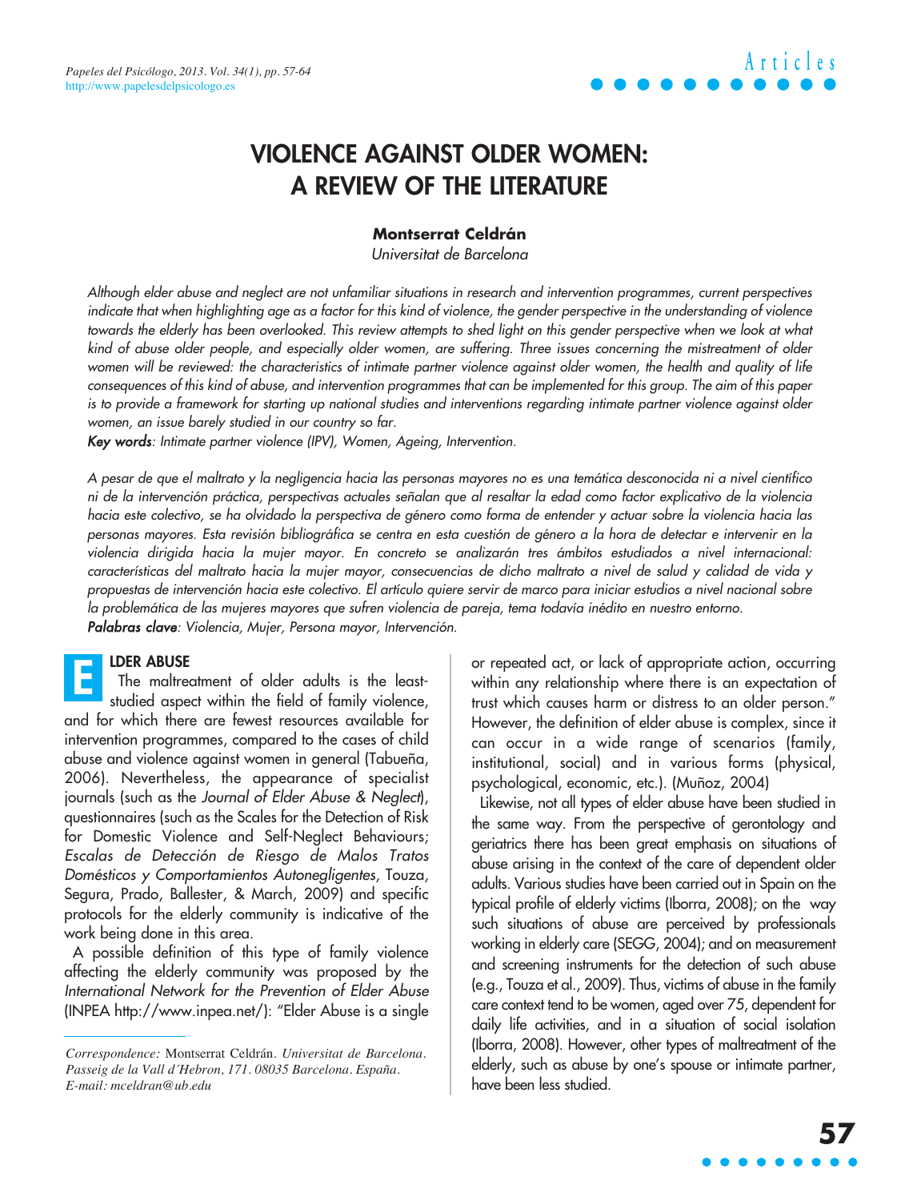# VIOLENCE AGAINST OLDER WOMEN: A REVIEW OF THE LITERATURE

**Montserrat Celdrán**

*Universitat de Barcelona*

*Although elder abuse and neglect are not unfamiliar situations in research and intervention programmes, current perspectives indicate that when highlighting age as a factor for this kind of violence, the gender perspective in the understanding of violence towards the elderly has been overlooked. This review attempts to shed light on this gender perspective when we look at what kind of abuse older people, and especially older women, are suffering. Three issues concerning the mistreatment of older women will be reviewed: the characteristics of intimate partner violence against older women, the health and quality of life consequences of this kind of abuse, and intervention programmes that can be implemented for this group. The aim of this paper is to provide a framework for starting up national studies and interventions regarding intimate partner violence against older women, an issue barely studied in our country so far.*

***Key words**: Intimate partner violence (IPV), Women, Ageing, Intervention.*

*A pesar de que el maltrato y la negligencia hacia las personas mayores no es una temática desconocida ni a nivel científico ni de la intervención práctica, perspectivas actuales señalan que al resaltar la edad como factor explicativo de la violencia hacia este colectivo, se ha olvidado la perspectiva de género como forma de entender y actuar sobre la violencia hacia las personas mayores. Esta revisión bibliográfica se centra en esta cuestión de género a la hora de detectar e intervenir en la violencia dirigida hacia la mujer mayor. En concreto se analizarán tres ámbitos estudiados a nivel internacional: características del maltrato hacia la mujer mayor, consecuencias de dicho maltrato a nivel de salud y calidad de vida y propuestas de intervención hacia este colectivo. El artículo quiere servir de marco para iniciar estudios a nivel nacional sobre la problemática de las mujeres mayores que sufren violencia de pareja, tema todavía inédito en nuestro entorno.*

***Palabras clave**: Violencia, Mujer, Persona mayor, Intervención.*

## ELDER ABUSE

The maltreatment of older adults is the least-studied aspect within the field of family violence, and for which there are fewest resources available for intervention programmes, compared to the cases of child abuse and violence against women in general (Tabueña, 2006). Nevertheless, the appearance of specialist journals (such as the *Journal of Elder Abuse & Neglect*), questionnaires (such as the Scales for the Detection of Risk for Domestic Violence and Self-Neglect Behaviours; *Escalas de Detección de Riesgo de Malos Tratos Domésticos y Comportamientos Autonegligentes*, Touza, Segura, Prado, Ballester, & March, 2009) and specific protocols for the elderly community is indicative of the work being done in this area.

A possible definition of this type of family violence affecting the elderly community was proposed by the *International Network for the Prevention of Elder Abuse* (INPEA http://www.inpea.net/): "Elder Abuse is a single or repeated act, or lack of appropriate action, occurring within any relationship where there is an expectation of trust which causes harm or distress to an older person." However, the definition of elder abuse is complex, since it can occur in a wide range of scenarios (family, institutional, social) and in various forms (physical, psychological, economic, etc.). (Muñoz, 2004)

Likewise, not all types of elder abuse have been studied in the same way. From the perspective of gerontology and geriatrics there has been great emphasis on situations of abuse arising in the context of the care of dependent older adults. Various studies have been carried out in Spain on the typical profile of elderly victims (Iborra, 2008); on the way such situations of abuse are perceived by professionals working in elderly care (SEGG, 2004); and on measurement and screening instruments for the detection of such abuse (e.g., Touza et al., 2009). Thus, victims of abuse in the family care context tend to be women, aged over 75, dependent for daily life activities, and in a situation of social isolation (Iborra, 2008). However, other types of maltreatment of the elderly, such as abuse by one's spouse or intimate partner, have been less studied.

*Correspondence:* Montserrat Celdrán. *Universitat de Barcelona. Passeig de la Vall d´Hebron, 171. 08035 Barcelona. España. E-mail: mceldran@ub.edu*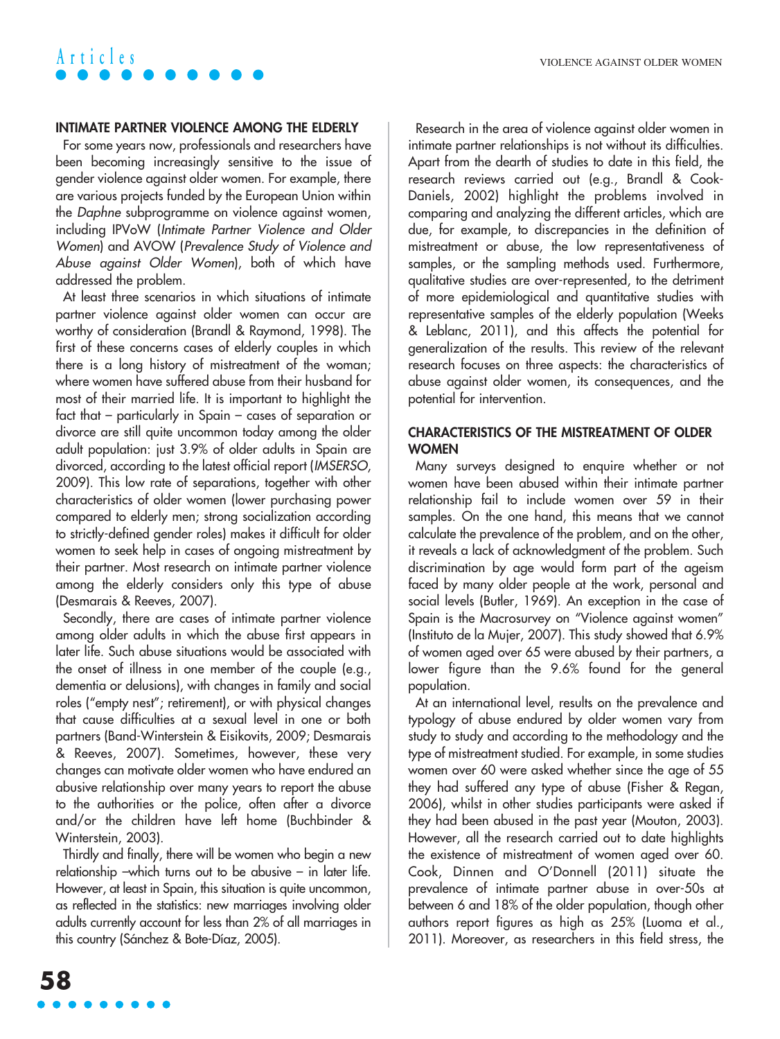## INTIMATE PARTNER VIOLENCE AMONG THE ELDERLY

For some years now, professionals and researchers have been becoming increasingly sensitive to the issue of gender violence against older women. For example, there are various projects funded by the European Union within the *Daphne* subprogramme on violence against women, including IPVoW (*Intimate Partner Violence and Older Women*) and AVOW (*Prevalence Study of Violence and Abuse against Older Women*), both of which have addressed the problem.

At least three scenarios in which situations of intimate partner violence against older women can occur are worthy of consideration (Brandl & Raymond, 1998). The first of these concerns cases of elderly couples in which there is a long history of mistreatment of the woman; where women have suffered abuse from their husband for most of their married life. It is important to highlight the fact that – particularly in Spain – cases of separation or divorce are still quite uncommon today among the older adult population: just 3.9% of older adults in Spain are divorced, according to the latest official report (*IMSERSO*, 2009). This low rate of separations, together with other characteristics of older women (lower purchasing power compared to elderly men; strong socialization according to strictly-defined gender roles) makes it difficult for older women to seek help in cases of ongoing mistreatment by their partner. Most research on intimate partner violence among the elderly considers only this type of abuse (Desmarais & Reeves, 2007).

Secondly, there are cases of intimate partner violence among older adults in which the abuse first appears in later life. Such abuse situations would be associated with the onset of illness in one member of the couple (e.g., dementia or delusions), with changes in family and social roles ("empty nest"; retirement), or with physical changes that cause difficulties at a sexual level in one or both partners (Band-Winterstein & Eisikovits, 2009; Desmarais & Reeves, 2007). Sometimes, however, these very changes can motivate older women who have endured an abusive relationship over many years to report the abuse to the authorities or the police, often after a divorce and/or the children have left home (Buchbinder & Winterstein, 2003).

Thirdly and finally, there will be women who begin a new relationship –which turns out to be abusive – in later life. However, at least in Spain, this situation is quite uncommon, as reflected in the statistics: new marriages involving older adults currently account for less than 2% of all marriages in this country (Sánchez & Bote-Díaz, 2005).

Research in the area of violence against older women in intimate partner relationships is not without its difficulties. Apart from the dearth of studies to date in this field, the research reviews carried out (e.g., Brandl & Cook-Daniels, 2002) highlight the problems involved in comparing and analyzing the different articles, which are due, for example, to discrepancies in the definition of mistreatment or abuse, the low representativeness of samples, or the sampling methods used. Furthermore, qualitative studies are over-represented, to the detriment of more epidemiological and quantitative studies with representative samples of the elderly population (Weeks & Leblanc, 2011), and this affects the potential for generalization of the results. This review of the relevant research focuses on three aspects: the characteristics of abuse against older women, its consequences, and the potential for intervention.

## CHARACTERISTICS OF THE MISTREATMENT OF OLDER WOMEN

Many surveys designed to enquire whether or not women have been abused within their intimate partner relationship fail to include women over 59 in their samples. On the one hand, this means that we cannot calculate the prevalence of the problem, and on the other, it reveals a lack of acknowledgment of the problem. Such discrimination by age would form part of the ageism faced by many older people at the work, personal and social levels (Butler, 1969). An exception in the case of Spain is the Macrosurvey on "Violence against women" (Instituto de la Mujer, 2007). This study showed that 6.9% of women aged over 65 were abused by their partners, a lower figure than the 9.6% found for the general population.

At an international level, results on the prevalence and typology of abuse endured by older women vary from study to study and according to the methodology and the type of mistreatment studied. For example, in some studies women over 60 were asked whether since the age of 55 they had suffered any type of abuse (Fisher & Regan, 2006), whilst in other studies participants were asked if they had been abused in the past year (Mouton, 2003). However, all the research carried out to date highlights the existence of mistreatment of women aged over 60. Cook, Dinnen and O'Donnell (2011) situate the prevalence of intimate partner abuse in over-50s at between 6 and 18% of the older population, though other authors report figures as high as 25% (Luoma et al., 2011). Moreover, as researchers in this field stress, the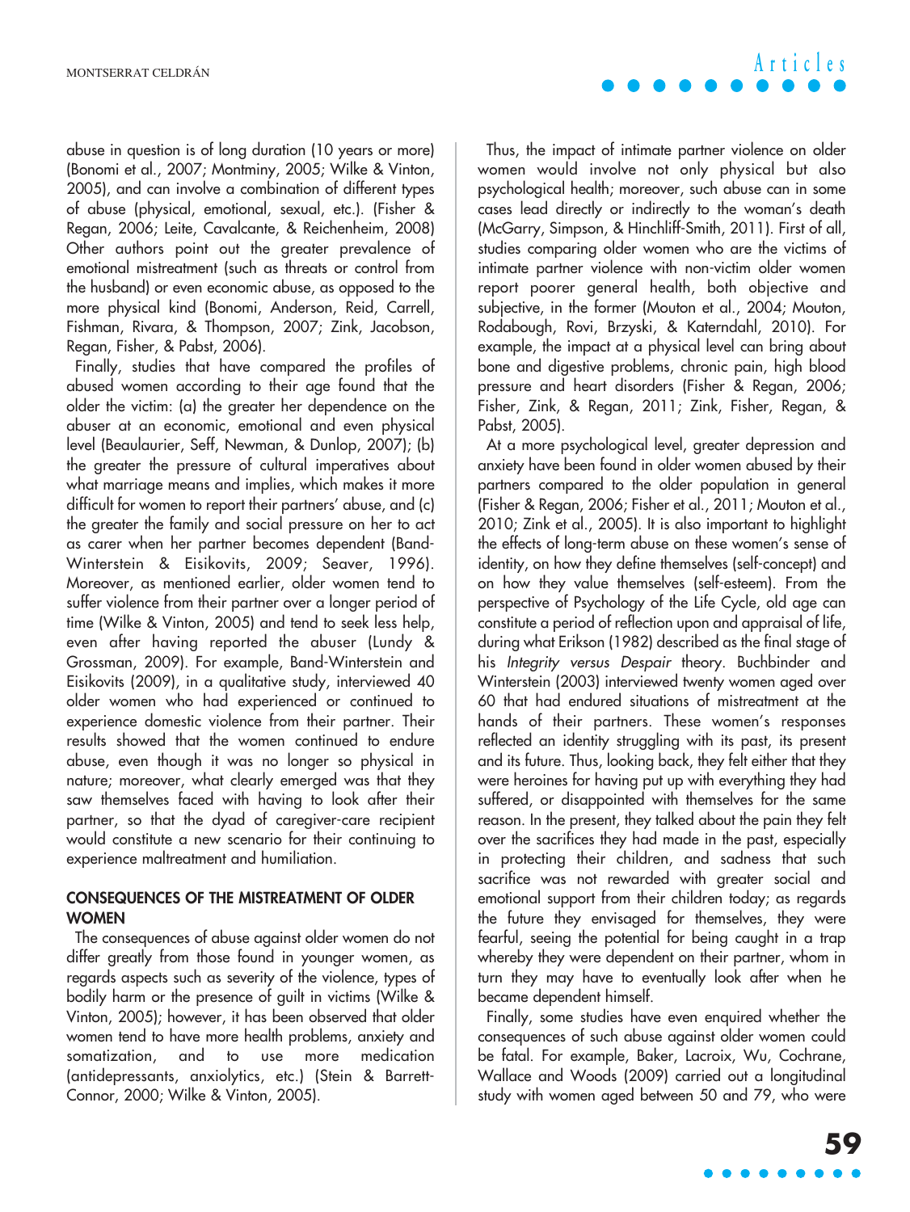abuse in question is of long duration (10 years or more) (Bonomi et al., 2007; Montminy, 2005; Wilke & Vinton, 2005), and can involve a combination of different types of abuse (physical, emotional, sexual, etc.). (Fisher & Regan, 2006; Leite, Cavalcante, & Reichenheim, 2008) Other authors point out the greater prevalence of emotional mistreatment (such as threats or control from the husband) or even economic abuse, as opposed to the more physical kind (Bonomi, Anderson, Reid, Carrell, Fishman, Rivara, & Thompson, 2007; Zink, Jacobson, Regan, Fisher, & Pabst, 2006).

Finally, studies that have compared the profiles of abused women according to their age found that the older the victim: (a) the greater her dependence on the abuser at an economic, emotional and even physical level (Beaulaurier, Seff, Newman, & Dunlop, 2007); (b) the greater the pressure of cultural imperatives about what marriage means and implies, which makes it more difficult for women to report their partners' abuse, and (c) the greater the family and social pressure on her to act as carer when her partner becomes dependent (Band-Winterstein & Eisikovits, 2009; Seaver, 1996). Moreover, as mentioned earlier, older women tend to suffer violence from their partner over a longer period of time (Wilke & Vinton, 2005) and tend to seek less help, even after having reported the abuser (Lundy & Grossman, 2009). For example, Band-Winterstein and Eisikovits (2009), in a qualitative study, interviewed 40 older women who had experienced or continued to experience domestic violence from their partner. Their results showed that the women continued to endure abuse, even though it was no longer so physical in nature; moreover, what clearly emerged was that they saw themselves faced with having to look after their partner, so that the dyad of caregiver-care recipient would constitute a new scenario for their continuing to experience maltreatment and humiliation.

## CONSEQUENCES OF THE MISTREATMENT OF OLDER WOMEN

The consequences of abuse against older women do not differ greatly from those found in younger women, as regards aspects such as severity of the violence, types of bodily harm or the presence of guilt in victims (Wilke & Vinton, 2005); however, it has been observed that older women tend to have more health problems, anxiety and somatization, and to use more medication (antidepressants, anxiolytics, etc.) (Stein & Barrett-Connor, 2000; Wilke & Vinton, 2005).

Thus, the impact of intimate partner violence on older women would involve not only physical but also psychological health; moreover, such abuse can in some cases lead directly or indirectly to the woman's death (McGarry, Simpson, & Hinchliff-Smith, 2011). First of all, studies comparing older women who are the victims of intimate partner violence with non-victim older women report poorer general health, both objective and subjective, in the former (Mouton et al., 2004; Mouton, Rodabough, Rovi, Brzyski, & Katerndahl, 2010). For example, the impact at a physical level can bring about bone and digestive problems, chronic pain, high blood pressure and heart disorders (Fisher & Regan, 2006; Fisher, Zink, & Regan, 2011; Zink, Fisher, Regan, & Pabst, 2005).

At a more psychological level, greater depression and anxiety have been found in older women abused by their partners compared to the older population in general (Fisher & Regan, 2006; Fisher et al., 2011; Mouton et al., 2010; Zink et al., 2005). It is also important to highlight the effects of long-term abuse on these women's sense of identity, on how they define themselves (self-concept) and on how they value themselves (self-esteem). From the perspective of Psychology of the Life Cycle, old age can constitute a period of reflection upon and appraisal of life, during what Erikson (1982) described as the final stage of his *Integrity versus Despair* theory. Buchbinder and Winterstein (2003) interviewed twenty women aged over 60 that had endured situations of mistreatment at the hands of their partners. These women's responses reflected an identity struggling with its past, its present and its future. Thus, looking back, they felt either that they were heroines for having put up with everything they had suffered, or disappointed with themselves for the same reason. In the present, they talked about the pain they felt over the sacrifices they had made in the past, especially in protecting their children, and sadness that such sacrifice was not rewarded with greater social and emotional support from their children today; as regards the future they envisaged for themselves, they were fearful, seeing the potential for being caught in a trap whereby they were dependent on their partner, whom in turn they may have to eventually look after when he became dependent himself.

Finally, some studies have even enquired whether the consequences of such abuse against older women could be fatal. For example, Baker, Lacroix, Wu, Cochrane, Wallace and Woods (2009) carried out a longitudinal study with women aged between 50 and 79, who were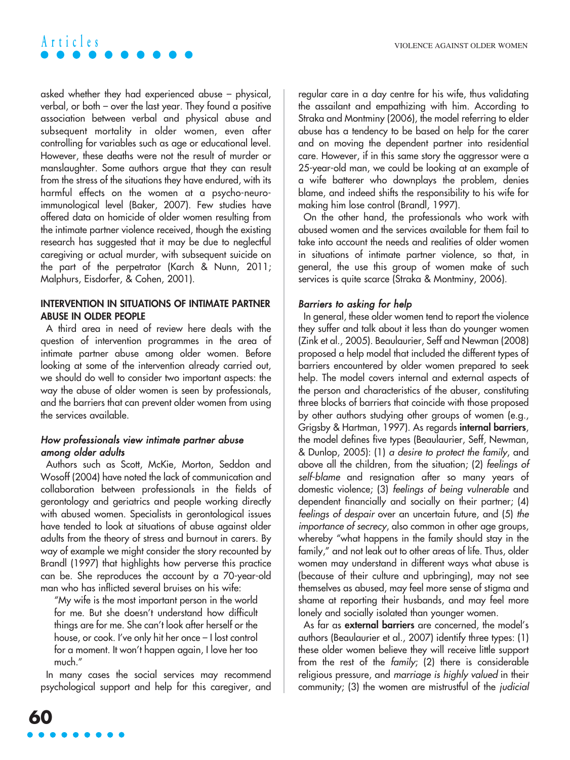asked whether they had experienced abuse – physical, verbal, or both – over the last year. They found a positive association between verbal and physical abuse and subsequent mortality in older women, even after controlling for variables such as age or educational level. However, these deaths were not the result of murder or manslaughter. Some authors argue that they can result from the stress of the situations they have endured, with its harmful effects on the women at a psycho-neuro-immunological level (Baker, 2007). Few studies have offered data on homicide of older women resulting from the intimate partner violence received, though the existing research has suggested that it may be due to neglectful caregiving or actual murder, with subsequent suicide on the part of the perpetrator (Karch & Nunn, 2011; Malphurs, Eisdorfer, & Cohen, 2001).

## INTERVENTION IN SITUATIONS OF INTIMATE PARTNER ABUSE IN OLDER PEOPLE

A third area in need of review here deals with the question of intervention programmes in the area of intimate partner abuse among older women. Before looking at some of the intervention already carried out, we should do well to consider two important aspects: the way the abuse of older women is seen by professionals, and the barriers that can prevent older women from using the services available.

### *How professionals view intimate partner abuse among older adults*

Authors such as Scott, McKie, Morton, Seddon and Wosoff (2004) have noted the lack of communication and collaboration between professionals in the fields of gerontology and geriatrics and people working directly with abused women. Specialists in gerontological issues have tended to look at situations of abuse against older adults from the theory of stress and burnout in carers. By way of example we might consider the story recounted by Brandl (1997) that highlights how perverse this practice can be. She reproduces the account by a 70-year-old man who has inflicted several bruises on his wife:

> "My wife is the most important person in the world for me. But she doesn't understand how difficult things are for me. She can't look after herself or the house, or cook. I've only hit her once – I lost control for a moment. It won't happen again, I love her too much."

In many cases the social services may recommend psychological support and help for this caregiver, and regular care in a day centre for his wife, thus validating the assailant and empathizing with him. According to Straka and Montminy (2006), the model referring to elder abuse has a tendency to be based on help for the carer and on moving the dependent partner into residential care. However, if in this same story the aggressor were a 25-year-old man, we could be looking at an example of a wife batterer who downplays the problem, denies blame, and indeed shifts the responsibility to his wife for making him lose control (Brandl, 1997).

On the other hand, the professionals who work with abused women and the services available for them fail to take into account the needs and realities of older women in situations of intimate partner violence, so that, in general, the use this group of women make of such services is quite scarce (Straka & Montminy, 2006).

### *Barriers to asking for help*

In general, these older women tend to report the violence they suffer and talk about it less than do younger women (Zink et al., 2005). Beaulaurier, Seff and Newman (2008) proposed a help model that included the different types of barriers encountered by older women prepared to seek help. The model covers internal and external aspects of the person and characteristics of the abuser, constituting three blocks of barriers that coincide with those proposed by other authors studying other groups of women (e.g., Grigsby & Hartman, 1997). As regards **internal barriers**, the model defines five types (Beaulaurier, Seff, Newman, & Dunlop, 2005): (1) *a desire to protect the family*, and above all the children, from the situation; (2) *feelings of self-blame* and resignation after so many years of domestic violence; (3) *feelings of being vulnerable* and dependent financially and socially on their partner; (4) *feelings of despair* over an uncertain future, and (5) *the importance of secrecy*, also common in other age groups, whereby "what happens in the family should stay in the family," and not leak out to other areas of life. Thus, older women may understand in different ways what abuse is (because of their culture and upbringing), may not see themselves as abused, may feel more sense of stigma and shame at reporting their husbands, and may feel more lonely and socially isolated than younger women.

As far as **external barriers** are concerned, the model's authors (Beaulaurier et al., 2007) identify three types: (1) these older women believe they will receive little support from the rest of the *family*; (2) there is considerable religious pressure, and *marriage is highly valued* in their community; (3) the women are mistrustful of the *judicial*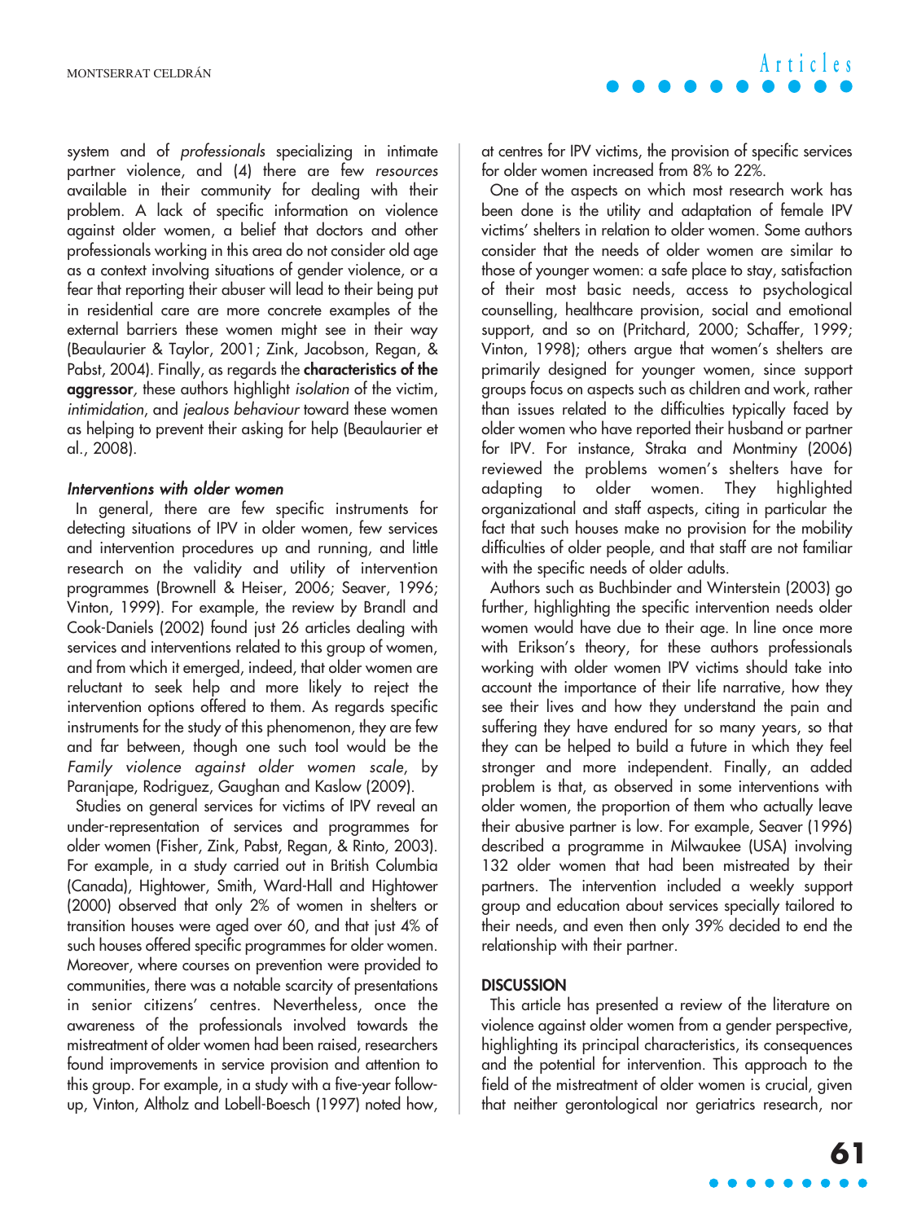system and of *professionals* specializing in intimate partner violence, and (4) there are few *resources* available in their community for dealing with their problem. A lack of specific information on violence against older women, a belief that doctors and other professionals working in this area do not consider old age as a context involving situations of gender violence, or a fear that reporting their abuser will lead to their being put in residential care are more concrete examples of the external barriers these women might see in their way (Beaulaurier & Taylor, 2001; Zink, Jacobson, Regan, & Pabst, 2004). Finally, as regards the **characteristics of the aggressor**, these authors highlight *isolation* of the victim, *intimidation*, and *jealous behaviour* toward these women as helping to prevent their asking for help (Beaulaurier et al., 2008).

### *Interventions with older women*

In general, there are few specific instruments for detecting situations of IPV in older women, few services and intervention procedures up and running, and little research on the validity and utility of intervention programmes (Brownell & Heiser, 2006; Seaver, 1996; Vinton, 1999). For example, the review by Brandl and Cook-Daniels (2002) found just 26 articles dealing with services and interventions related to this group of women, and from which it emerged, indeed, that older women are reluctant to seek help and more likely to reject the intervention options offered to them. As regards specific instruments for the study of this phenomenon, they are few and far between, though one such tool would be the *Family violence against older women scale*, by Paranjape, Rodriguez, Gaughan and Kaslow (2009).

Studies on general services for victims of IPV reveal an under-representation of services and programmes for older women (Fisher, Zink, Pabst, Regan, & Rinto, 2003). For example, in a study carried out in British Columbia (Canada), Hightower, Smith, Ward-Hall and Hightower (2000) observed that only 2% of women in shelters or transition houses were aged over 60, and that just 4% of such houses offered specific programmes for older women. Moreover, where courses on prevention were provided to communities, there was a notable scarcity of presentations in senior citizens' centres. Nevertheless, once the awareness of the professionals involved towards the mistreatment of older women had been raised, researchers found improvements in service provision and attention to this group. For example, in a study with a five-year follow-up, Vinton, Altholz and Lobell-Boesch (1997) noted how, at centres for IPV victims, the provision of specific services for older women increased from 8% to 22%.

One of the aspects on which most research work has been done is the utility and adaptation of female IPV victims' shelters in relation to older women. Some authors consider that the needs of older women are similar to those of younger women: a safe place to stay, satisfaction of their most basic needs, access to psychological counselling, healthcare provision, social and emotional support, and so on (Pritchard, 2000; Schaffer, 1999; Vinton, 1998); others argue that women's shelters are primarily designed for younger women, since support groups focus on aspects such as children and work, rather than issues related to the difficulties typically faced by older women who have reported their husband or partner for IPV. For instance, Straka and Montminy (2006) reviewed the problems women's shelters have for adapting to older women. They highlighted organizational and staff aspects, citing in particular the fact that such houses make no provision for the mobility difficulties of older people, and that staff are not familiar with the specific needs of older adults.

Authors such as Buchbinder and Winterstein (2003) go further, highlighting the specific intervention needs older women would have due to their age. In line once more with Erikson's theory, for these authors professionals working with older women IPV victims should take into account the importance of their life narrative, how they see their lives and how they understand the pain and suffering they have endured for so many years, so that they can be helped to build a future in which they feel stronger and more independent. Finally, an added problem is that, as observed in some interventions with older women, the proportion of them who actually leave their abusive partner is low. For example, Seaver (1996) described a programme in Milwaukee (USA) involving 132 older women that had been mistreated by their partners. The intervention included a weekly support group and education about services specially tailored to their needs, and even then only 39% decided to end the relationship with their partner.

## DISCUSSION

This article has presented a review of the literature on violence against older women from a gender perspective, highlighting its principal characteristics, its consequences and the potential for intervention. This approach to the field of the mistreatment of older women is crucial, given that neither gerontological nor geriatrics research, nor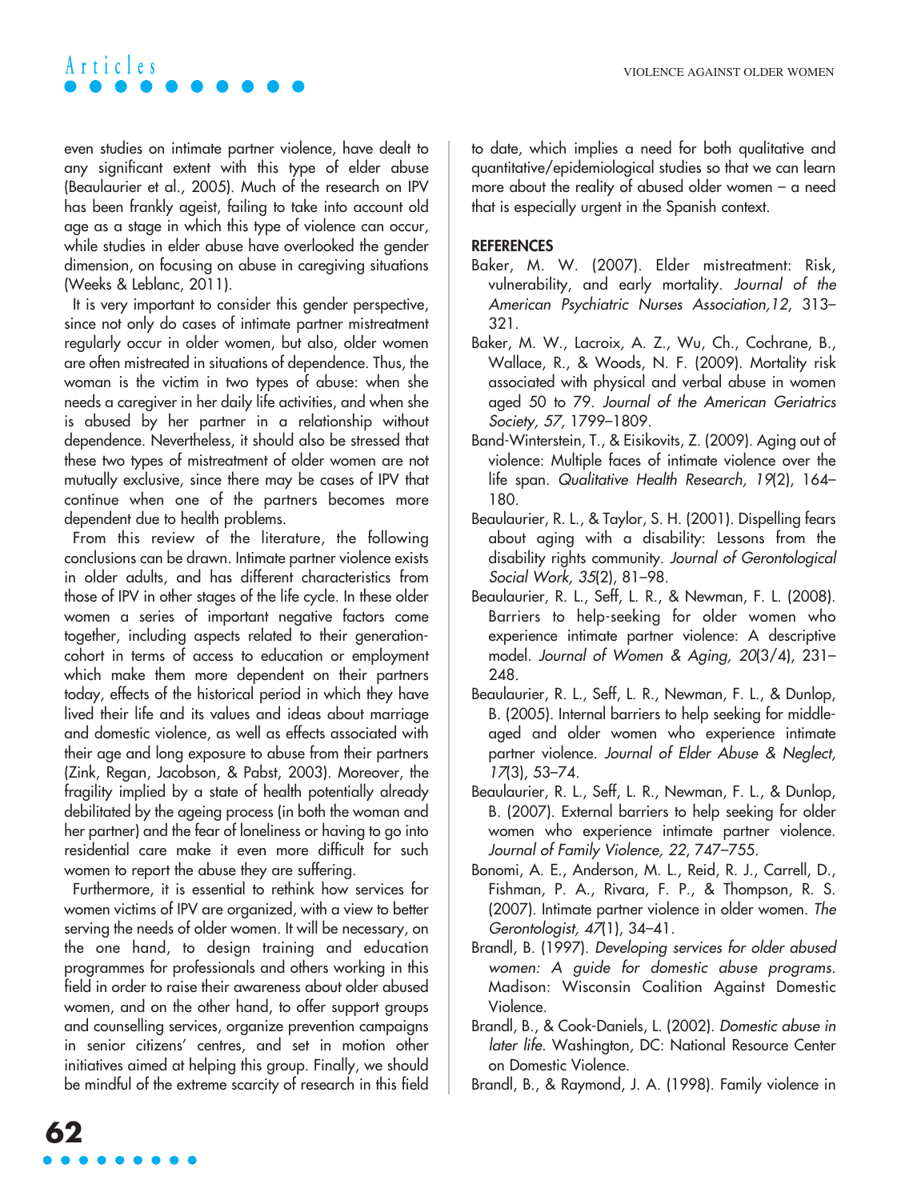even studies on intimate partner violence, have dealt to any significant extent with this type of elder abuse (Beaulaurier et al., 2005). Much of the research on IPV has been frankly ageist, failing to take into account old age as a stage in which this type of violence can occur, while studies in elder abuse have overlooked the gender dimension, on focusing on abuse in caregiving situations (Weeks & Leblanc, 2011).

It is very important to consider this gender perspective, since not only do cases of intimate partner mistreatment regularly occur in older women, but also, older women are often mistreated in situations of dependence. Thus, the woman is the victim in two types of abuse: when she needs a caregiver in her daily life activities, and when she is abused by her partner in a relationship without dependence. Nevertheless, it should also be stressed that these two types of mistreatment of older women are not mutually exclusive, since there may be cases of IPV that continue when one of the partners becomes more dependent due to health problems.

From this review of the literature, the following conclusions can be drawn. Intimate partner violence exists in older adults, and has different characteristics from those of IPV in other stages of the life cycle. In these older women a series of important negative factors come together, including aspects related to their generation-cohort in terms of access to education or employment which make them more dependent on their partners today, effects of the historical period in which they have lived their life and its values and ideas about marriage and domestic violence, as well as effects associated with their age and long exposure to abuse from their partners (Zink, Regan, Jacobson, & Pabst, 2003). Moreover, the fragility implied by a state of health potentially already debilitated by the ageing process (in both the woman and her partner) and the fear of loneliness or having to go into residential care make it even more difficult for such women to report the abuse they are suffering.

Furthermore, it is essential to rethink how services for women victims of IPV are organized, with a view to better serving the needs of older women. It will be necessary, on the one hand, to design training and education programmes for professionals and others working in this field in order to raise their awareness about older abused women, and on the other hand, to offer support groups and counselling services, organize prevention campaigns in senior citizens' centres, and set in motion other initiatives aimed at helping this group. Finally, we should be mindful of the extreme scarcity of research in this field to date, which implies a need for both qualitative and quantitative/epidemiological studies so that we can learn more about the reality of abused older women – a need that is especially urgent in the Spanish context.

## REFERENCES

Baker, M. W. (2007). Elder mistreatment: Risk, vulnerability, and early mortality. *Journal of the American Psychiatric Nurses Association,12*, 313–321.

Baker, M. W., Lacroix, A. Z., Wu, Ch., Cochrane, B., Wallace, R., & Woods, N. F. (2009). Mortality risk associated with physical and verbal abuse in women aged 50 to 79. *Journal of the American Geriatrics Society, 57*, 1799–1809.

Band-Winterstein, T., & Eisikovits, Z. (2009). Aging out of violence: Multiple faces of intimate violence over the life span. *Qualitative Health Research, 19*(2), 164–180.

Beaulaurier, R. L., & Taylor, S. H. (2001). Dispelling fears about aging with a disability: Lessons from the disability rights community. *Journal of Gerontological Social Work, 35*(2), 81–98.

Beaulaurier, R. L., Seff, L. R., & Newman, F. L. (2008). Barriers to help-seeking for older women who experience intimate partner violence: A descriptive model. *Journal of Women & Aging, 20*(3/4), 231–248.

Beaulaurier, R. L., Seff, L. R., Newman, F. L., & Dunlop, B. (2005). Internal barriers to help seeking for middle-aged and older women who experience intimate partner violence. *Journal of Elder Abuse & Neglect, 17*(3), 53–74.

Beaulaurier, R. L., Seff, L. R., Newman, F. L., & Dunlop, B. (2007). External barriers to help seeking for older women who experience intimate partner violence. *Journal of Family Violence, 22*, 747–755.

Bonomi, A. E., Anderson, M. L., Reid, R. J., Carrell, D., Fishman, P. A., Rivara, F. P., & Thompson, R. S. (2007). Intimate partner violence in older women. *The Gerontologist, 47*(1), 34–41.

Brandl, B. (1997). *Developing services for older abused women: A guide for domestic abuse programs*. Madison: Wisconsin Coalition Against Domestic Violence.

Brandl, B., & Cook-Daniels, L. (2002). *Domestic abuse in later life*. Washington, DC: National Resource Center on Domestic Violence.

Brandl, B., & Raymond, J. A. (1998). Family violence in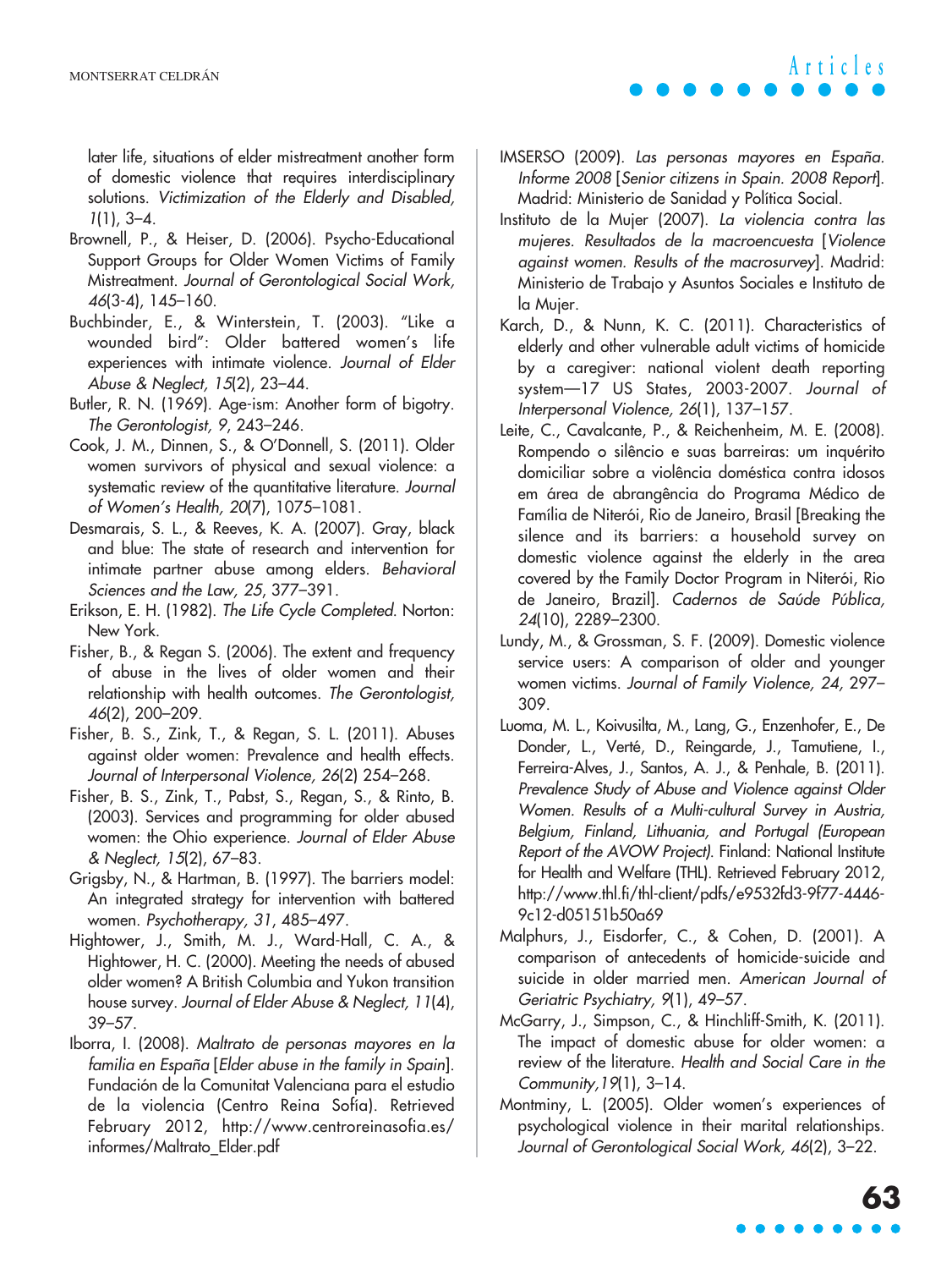later life, situations of elder mistreatment another form of domestic violence that requires interdisciplinary solutions. *Victimization of the Elderly and Disabled, 1*(1), 3–4.

Brownell, P., & Heiser, D. (2006). Psycho-Educational Support Groups for Older Women Victims of Family Mistreatment. *Journal of Gerontological Social Work, 46*(3-4), 145–160.

Buchbinder, E., & Winterstein, T. (2003). "Like a wounded bird": Older battered women's life experiences with intimate violence. *Journal of Elder Abuse & Neglect, 15*(2), 23–44.

Butler, R. N. (1969). Age-ism: Another form of bigotry. *The Gerontologist, 9*, 243–246.

Cook, J. M., Dinnen, S., & O'Donnell, S. (2011). Older women survivors of physical and sexual violence: a systematic review of the quantitative literature. *Journal of Women's Health, 20*(7), 1075–1081.

Desmarais, S. L., & Reeves, K. A. (2007). Gray, black and blue: The state of research and intervention for intimate partner abuse among elders. *Behavioral Sciences and the Law, 25*, 377–391.

Erikson, E. H. (1982). *The Life Cycle Completed*. Norton: New York.

Fisher, B., & Regan S. (2006). The extent and frequency of abuse in the lives of older women and their relationship with health outcomes. *The Gerontologist, 46*(2), 200–209.

Fisher, B. S., Zink, T., & Regan, S. L. (2011). Abuses against older women: Prevalence and health effects. *Journal of Interpersonal Violence, 26*(2) 254–268.

Fisher, B. S., Zink, T., Pabst, S., Regan, S., & Rinto, B. (2003). Services and programming for older abused women: the Ohio experience. *Journal of Elder Abuse & Neglect, 15*(2), 67–83.

Grigsby, N., & Hartman, B. (1997). The barriers model: An integrated strategy for intervention with battered women. *Psychotherapy, 31*, 485–497.

Hightower, J., Smith, M. J., Ward-Hall, C. A., & Hightower, H. C. (2000). Meeting the needs of abused older women? A British Columbia and Yukon transition house survey. *Journal of Elder Abuse & Neglect, 11*(4), 39–57.

Iborra, I. (2008). *Maltrato de personas mayores en la familia en España* [*Elder abuse in the family in Spain*]. Fundación de la Comunitat Valenciana para el estudio de la violencia (Centro Reina Sofía). Retrieved February 2012, http://www.centroreinasofia.es/informes/Maltrato_Elder.pdf

IMSERSO (2009). *Las personas mayores en España. Informe 2008* [*Senior citizens in Spain. 2008 Report*]. Madrid: Ministerio de Sanidad y Política Social.

Instituto de la Mujer (2007). *La violencia contra las mujeres. Resultados de la macroencuesta* [*Violence against women. Results of the macrosurvey*]. Madrid: Ministerio de Trabajo y Asuntos Sociales e Instituto de la Mujer.

Karch, D., & Nunn, K. C. (2011). Characteristics of elderly and other vulnerable adult victims of homicide by a caregiver: national violent death reporting system—17 US States, 2003-2007. *Journal of Interpersonal Violence, 26*(1), 137–157.

Leite, C., Cavalcante, P., & Reichenheim, M. E. (2008). Rompendo o silêncio e suas barreiras: um inquérito domiciliar sobre a violência doméstica contra idosos em área de abrangência do Programa Médico de Família de Niterói, Rio de Janeiro, Brasil [Breaking the silence and its barriers: a household survey on domestic violence against the elderly in the area covered by the Family Doctor Program in Niterói, Rio de Janeiro, Brazil]. *Cadernos de Saúde Pública, 24*(10), 2289–2300.

Lundy, M., & Grossman, S. F. (2009). Domestic violence service users: A comparison of older and younger women victims. *Journal of Family Violence, 24,* 297–309.

Luoma, M. L., Koivusilta, M., Lang, G., Enzenhofer, E., De Donder, L., Verté, D., Reingarde, J., Tamutiene, I., Ferreira-Alves, J., Santos, A. J., & Penhale, B. (2011). *Prevalence Study of Abuse and Violence against Older Women. Results of a Multi-cultural Survey in Austria, Belgium, Finland, Lithuania, and Portugal (European Report of the AVOW Project)*. Finland: National Institute for Health and Welfare (THL). Retrieved February 2012, http://www.thl.fi/thl-client/pdfs/e9532fd3-9f77-4446-9c12-d05151b50a69

Malphurs, J., Eisdorfer, C., & Cohen, D. (2001). A comparison of antecedents of homicide-suicide and suicide in older married men. *American Journal of Geriatric Psychiatry, 9*(1), 49–57.

McGarry, J., Simpson, C., & Hinchliff-Smith, K. (2011). The impact of domestic abuse for older women: a review of the literature. *Health and Social Care in the Community,19*(1), 3–14.

Montminy, L. (2005). Older women's experiences of psychological violence in their marital relationships. *Journal of Gerontological Social Work, 46*(2), 3–22.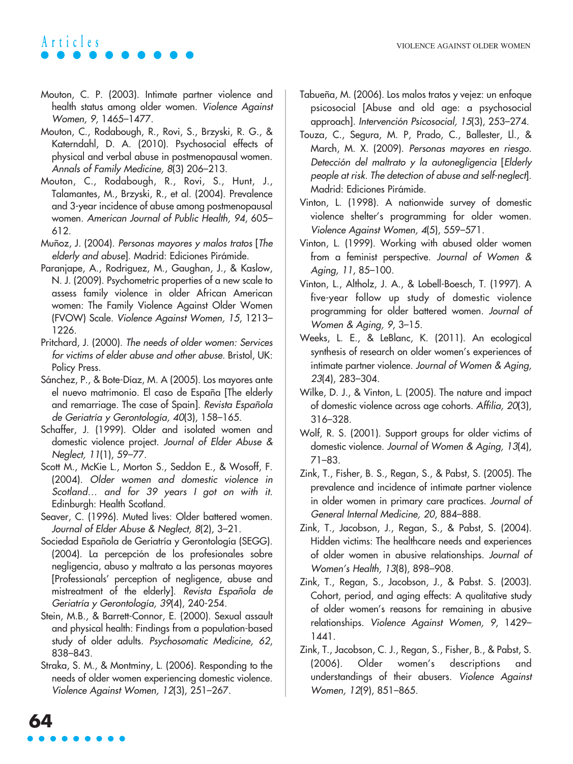Mouton, C. P. (2003). Intimate partner violence and health status among older women. *Violence Against Women, 9*, 1465–1477.

Mouton, C., Rodabough, R., Rovi, S., Brzyski, R. G., & Katerndahl, D. A. (2010). Psychosocial effects of physical and verbal abuse in postmenopausal women. *Annals of Family Medicine, 8*(3) 206–213.

Mouton, C., Rodabough, R., Rovi, S., Hunt, J., Talamantes, M., Brzyski, R., et al. (2004). Prevalence and 3-year incidence of abuse among postmenopausal women. *American Journal of Public Health, 94*, 605–612.

Muñoz, J. (2004). *Personas mayores y malos tratos* [*The elderly and abuse*]. Madrid: Ediciones Pirámide.

Paranjape, A., Rodriguez, M., Gaughan, J., & Kaslow, N. J. (2009). Psychometric properties of a new scale to assess family violence in older African American women: The Family Violence Against Older Women (FVOW) Scale. *Violence Against Women, 15*, 1213–1226.

Pritchard, J. (2000). *The needs of older women: Services for victims of elder abuse and other abuse.* Bristol, UK: Policy Press.

Sánchez, P., & Bote-Díaz, M. A (2005). Los mayores ante el nuevo matrimonio. El caso de España [The elderly and remarriage. The case of Spain]. *Revista Española de Geriatría y Gerontología, 40*(3), 158–165.

Schaffer, J. (1999). Older and isolated women and domestic violence project. *Journal of Elder Abuse & Neglect, 11*(1), 59–77.

Scott M., McKie L., Morton S., Seddon E., & Wosoff, F. (2004). *Older women and domestic violence in Scotland… and for 39 years I got on with it.* Edinburgh: Health Scotland.

Seaver, C. (1996). Muted lives: Older battered women. *Journal of Elder Abuse & Neglect, 8*(2), 3–21.

Sociedad Española de Geriatría y Gerontología (SEGG). (2004). La percepción de los profesionales sobre negligencia, abuso y maltrato a las personas mayores [Professionals' perception of negligence, abuse and mistreatment of the elderly]. *Revista Española de Geriatría y Gerontología, 39*(4), 240-254.

Stein, M.B., & Barrett-Connor, E. (2000). Sexual assault and physical health: Findings from a population-based study of older adults. *Psychosomatic Medicine, 62*, 838–843.

Straka, S. M., & Montminy, L. (2006). Responding to the needs of older women experiencing domestic violence. *Violence Against Women, 12*(3), 251–267.

Tabueña, M. (2006). Los malos tratos y vejez: un enfoque psicosocial [Abuse and old age: a psychosocial approach]. *Intervención Psicosocial, 15*(3), 253–274.

Touza, C., Segura, M. P, Prado, C., Ballester, Ll., & March, M. X. (2009). *Personas mayores en riesgo. Detección del maltrato y la autonegligencia* [*Elderly people at risk. The detection of abuse and self-neglect*]. Madrid: Ediciones Pirámide.

Vinton, L. (1998). A nationwide survey of domestic violence shelter's programming for older women. *Violence Against Women, 4*(5), 559–571.

Vinton, L. (1999). Working with abused older women from a feminist perspective. *Journal of Women & Aging, 11*, 85–100.

Vinton, L., Altholz, J. A., & Lobell-Boesch, T. (1997). A five-year follow up study of domestic violence programming for older battered women. *Journal of Women & Aging, 9*, 3–15.

Weeks, L. E., & LeBlanc, K. (2011). An ecological synthesis of research on older women's experiences of intimate partner violence. *Journal of Women & Aging, 23*(4), 283–304.

Wilke, D. J., & Vinton, L. (2005). The nature and impact of domestic violence across age cohorts. *Affilia, 20*(3), 316–328.

Wolf, R. S. (2001). Support groups for older victims of domestic violence. *Journal of Women & Aging, 13*(4), 71–83.

Zink, T., Fisher, B. S., Regan, S., & Pabst, S. (2005). The prevalence and incidence of intimate partner violence in older women in primary care practices. *Journal of General Internal Medicine, 20*, 884–888.

Zink, T., Jacobson, J., Regan, S., & Pabst, S. (2004). Hidden victims: The healthcare needs and experiences of older women in abusive relationships. *Journal of Women's Health, 13*(8), 898–908.

Zink, T., Regan, S., Jacobson, J., & Pabst. S. (2003). Cohort, period, and aging effects: A qualitative study of older women's reasons for remaining in abusive relationships. *Violence Against Women, 9*, 1429–1441.

Zink, T., Jacobson, C. J., Regan, S., Fisher, B., & Pabst, S. (2006). Older women's descriptions and understandings of their abusers. *Violence Against Women, 12*(9), 851–865.